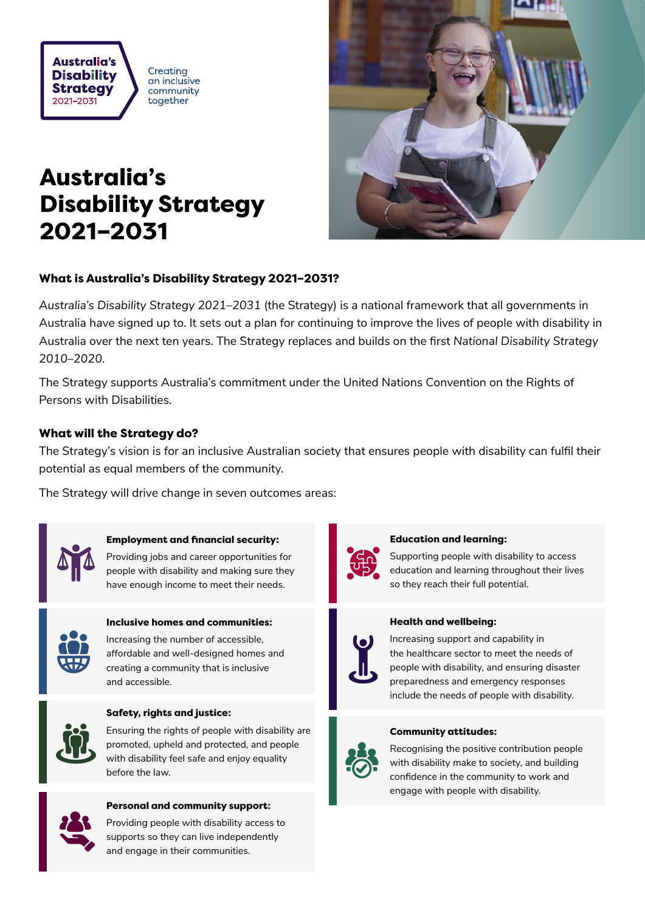Australia's Disability Strategy 2021–2031

Creating an inclusive community together

# Australia's Disability Strategy 2021–2031

### What is Australia's Disability Strategy 2021–2031?

*Australia's Disability Strategy 2021–2031* (the Strategy) is a national framework that all governments in Australia have signed up to. It sets out a plan for continuing to improve the lives of people with disability in Australia over the next ten years. The Strategy replaces and builds on the first *National Disability Strategy 2010–2020.*

The Strategy supports Australia's commitment under the United Nations Convention on the Rights of Persons with Disabilities.

### What will the Strategy do?

The Strategy's vision is for an inclusive Australian society that ensures people with disability can fulfil their potential as equal members of the community.

The Strategy will drive change in seven outcomes areas:

**Employment and financial security:**
Providing jobs and career opportunities for people with disability and making sure they have enough income to meet their needs.

**Inclusive homes and communities:**
Increasing the number of accessible, affordable and well-designed homes and creating a community that is inclusive and accessible.

**Safety, rights and justice:**
Ensuring the rights of people with disability are promoted, upheld and protected, and people with disability feel safe and enjoy equality before the law.

**Personal and community support:**
Providing people with disability access to supports so they can live independently and engage in their communities.

**Education and learning:**
Supporting people with disability to access education and learning throughout their lives so they reach their full potential.

**Health and wellbeing:**
Increasing support and capability in the healthcare sector to meet the needs of people with disability, and ensuring disaster preparedness and emergency responses include the needs of people with disability.

**Community attitudes:**
Recognising the positive contribution people with disability make to society, and building confidence in the community to work and engage with people with disability.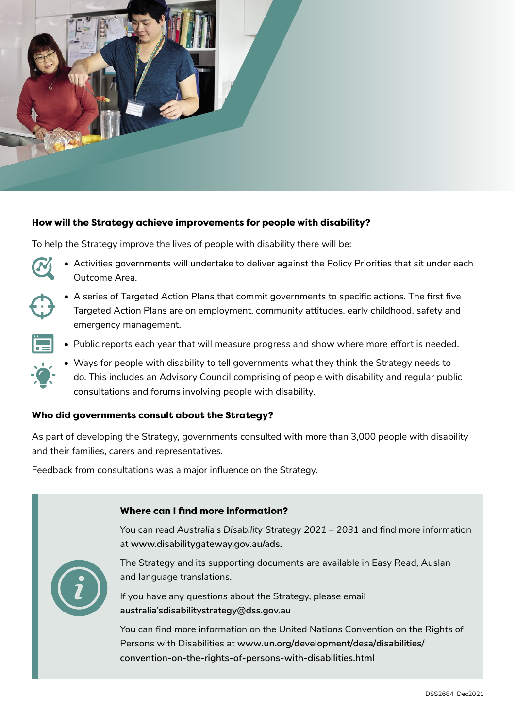### How will the Strategy achieve improvements for people with disability?

To help the Strategy improve the lives of people with disability there will be:

- Activities governments will undertake to deliver against the Policy Priorities that sit under each Outcome Area.
- A series of Targeted Action Plans that commit governments to specific actions. The first five Targeted Action Plans are on employment, community attitudes, early childhood, safety and emergency management.
- Public reports each year that will measure progress and show where more effort is needed.
- Ways for people with disability to tell governments what they think the Strategy needs to do. This includes an Advisory Council comprising of people with disability and regular public consultations and forums involving people with disability.

### Who did governments consult about the Strategy?

As part of developing the Strategy, governments consulted with more than 3,000 people with disability and their families, carers and representatives.

Feedback from consultations was a major influence on the Strategy.

### Where can I find more information?

You can read *Australia's Disability Strategy 2021 – 2031* and find more information at **www.disabilitygateway.gov.au/ads.**

The Strategy and its supporting documents are available in Easy Read, Auslan and language translations.

If you have any questions about the Strategy, please email **australia'sdisabilitystrategy@dss.gov.au**

You can find more information on the United Nations Convention on the Rights of Persons with Disabilities at **www.un.org/development/desa/disabilities/convention-on-the-rights-of-persons-with-disabilities.html**

DSS2684_Dec2021